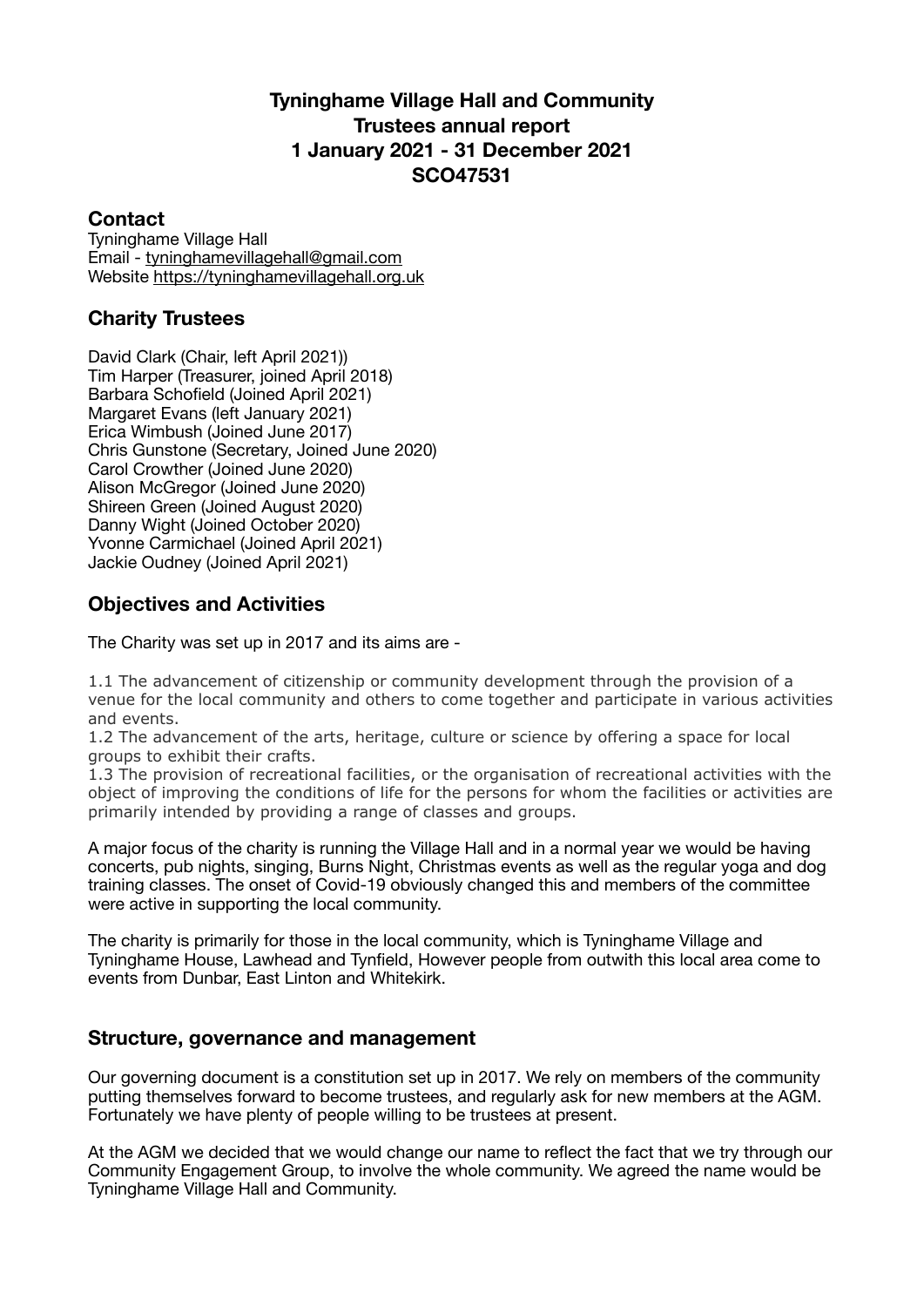# Tyninghame Village Hall and Community
# Trustees annual report
# 1 January 2021 - 31 December 2021
# SCO47531

## Contact

Tyninghame Village Hall
Email - tyninghamevillagehall@gmail.com
Website https://tyninghamevillagehall.org.uk

## Charity Trustees

David Clark (Chair, left April 2021))
Tim Harper (Treasurer, joined April 2018)
Barbara Schofield (Joined April 2021)
Margaret Evans (left January 2021)
Erica Wimbush (Joined June 2017)
Chris Gunstone (Secretary, Joined June 2020)
Carol Crowther (Joined June 2020)
Alison McGregor (Joined June 2020)
Shireen Green (Joined August 2020)
Danny Wight (Joined October 2020)
Yvonne Carmichael (Joined April 2021)
Jackie Oudney (Joined April 2021)

## Objectives and Activities

The Charity was set up in 2017 and its aims are -

1.1 The advancement of citizenship or community development through the provision of a venue for the local community and others to come together and participate in various activities and events.
1.2 The advancement of the arts, heritage, culture or science by offering a space for local groups to exhibit their crafts.
1.3 The provision of recreational facilities, or the organisation of recreational activities with the object of improving the conditions of life for the persons for whom the facilities or activities are primarily intended by providing a range of classes and groups.

A major focus of the charity is running the Village Hall and in a normal year we would be having concerts, pub nights, singing, Burns Night, Christmas events as well as the regular yoga and dog training classes. The onset of Covid-19 obviously changed this and members of the committee were active in supporting the local community.

The charity is primarily for those in the local community, which is Tyninghame Village and Tyninghame House, Lawhead and Tynfield, However people from outwith this local area come to events from Dunbar, East Linton and Whitekirk.

## Structure, governance and management

Our governing document is a constitution set up in 2017. We rely on members of the community putting themselves forward to become trustees, and regularly ask for new members at the AGM. Fortunately we have plenty of people willing to be trustees at present.

At the AGM we decided that we would change our name to reflect the fact that we try through our Community Engagement Group, to involve the whole community. We agreed the name would be Tyninghame Village Hall and Community.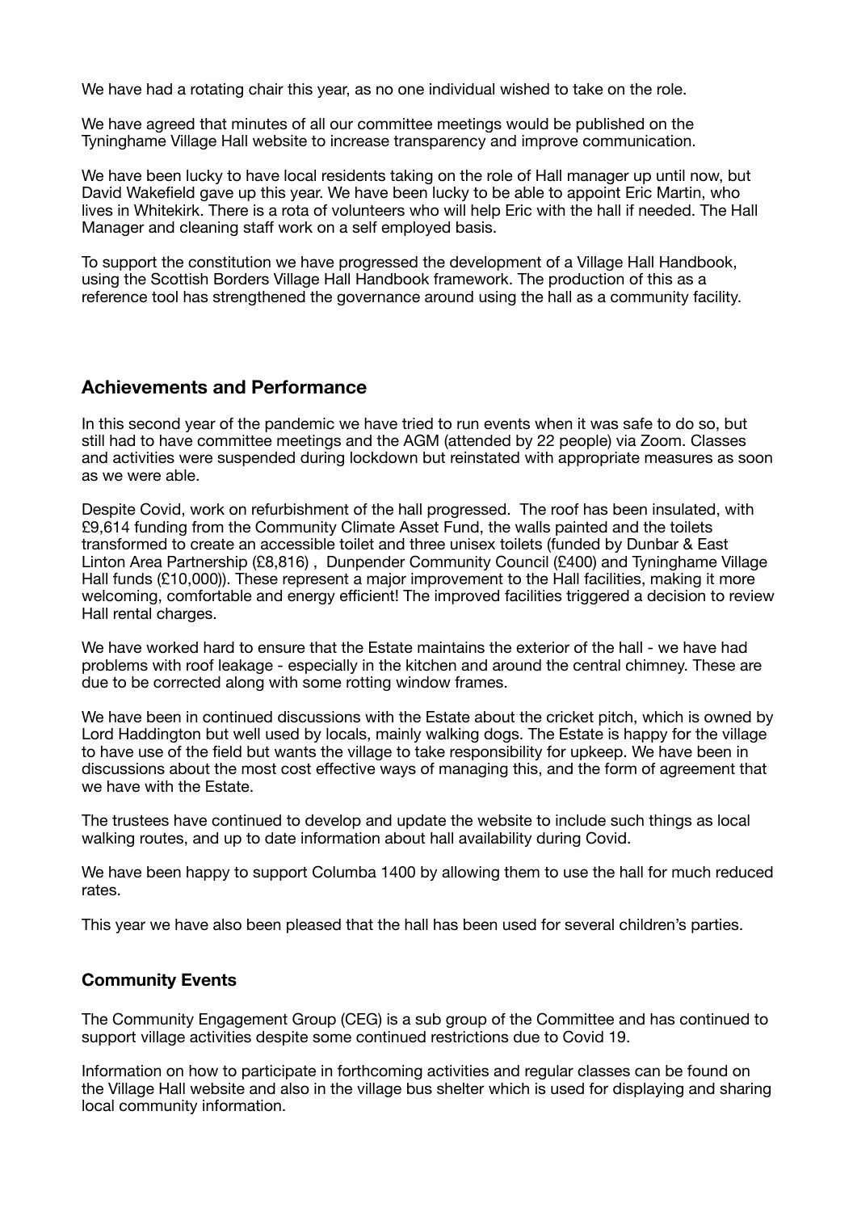We have had a rotating chair this year, as no one individual wished to take on the role.

We have agreed that minutes of all our committee meetings would be published on the Tyninghame Village Hall website to increase transparency and improve communication.

We have been lucky to have local residents taking on the role of Hall manager up until now, but David Wakefield gave up this year. We have been lucky to be able to appoint Eric Martin, who lives in Whitekirk. There is a rota of volunteers who will help Eric with the hall if needed. The Hall Manager and cleaning staff work on a self employed basis.

To support the constitution we have progressed the development of a Village Hall Handbook, using the Scottish Borders Village Hall Handbook framework. The production of this as a reference tool has strengthened the governance around using the hall as a community facility.

## Achievements and Performance

In this second year of the pandemic we have tried to run events when it was safe to do so, but still had to have committee meetings and the AGM (attended by 22 people) via Zoom. Classes and activities were suspended during lockdown but reinstated with appropriate measures as soon as we were able.

Despite Covid, work on refurbishment of the hall progressed. The roof has been insulated, with £9,614 funding from the Community Climate Asset Fund, the walls painted and the toilets transformed to create an accessible toilet and three unisex toilets (funded by Dunbar & East Linton Area Partnership (£8,816) , Dunpender Community Council (£400) and Tyninghame Village Hall funds (£10,000)). These represent a major improvement to the Hall facilities, making it more welcoming, comfortable and energy efficient! The improved facilities triggered a decision to review Hall rental charges.

We have worked hard to ensure that the Estate maintains the exterior of the hall - we have had problems with roof leakage - especially in the kitchen and around the central chimney. These are due to be corrected along with some rotting window frames.

We have been in continued discussions with the Estate about the cricket pitch, which is owned by Lord Haddington but well used by locals, mainly walking dogs. The Estate is happy for the village to have use of the field but wants the village to take responsibility for upkeep. We have been in discussions about the most cost effective ways of managing this, and the form of agreement that we have with the Estate.

The trustees have continued to develop and update the website to include such things as local walking routes, and up to date information about hall availability during Covid.

We have been happy to support Columba 1400 by allowing them to use the hall for much reduced rates.

This year we have also been pleased that the hall has been used for several children's parties.

### Community Events

The Community Engagement Group (CEG) is a sub group of the Committee and has continued to support village activities despite some continued restrictions due to Covid 19.

Information on how to participate in forthcoming activities and regular classes can be found on the Village Hall website and also in the village bus shelter which is used for displaying and sharing local community information.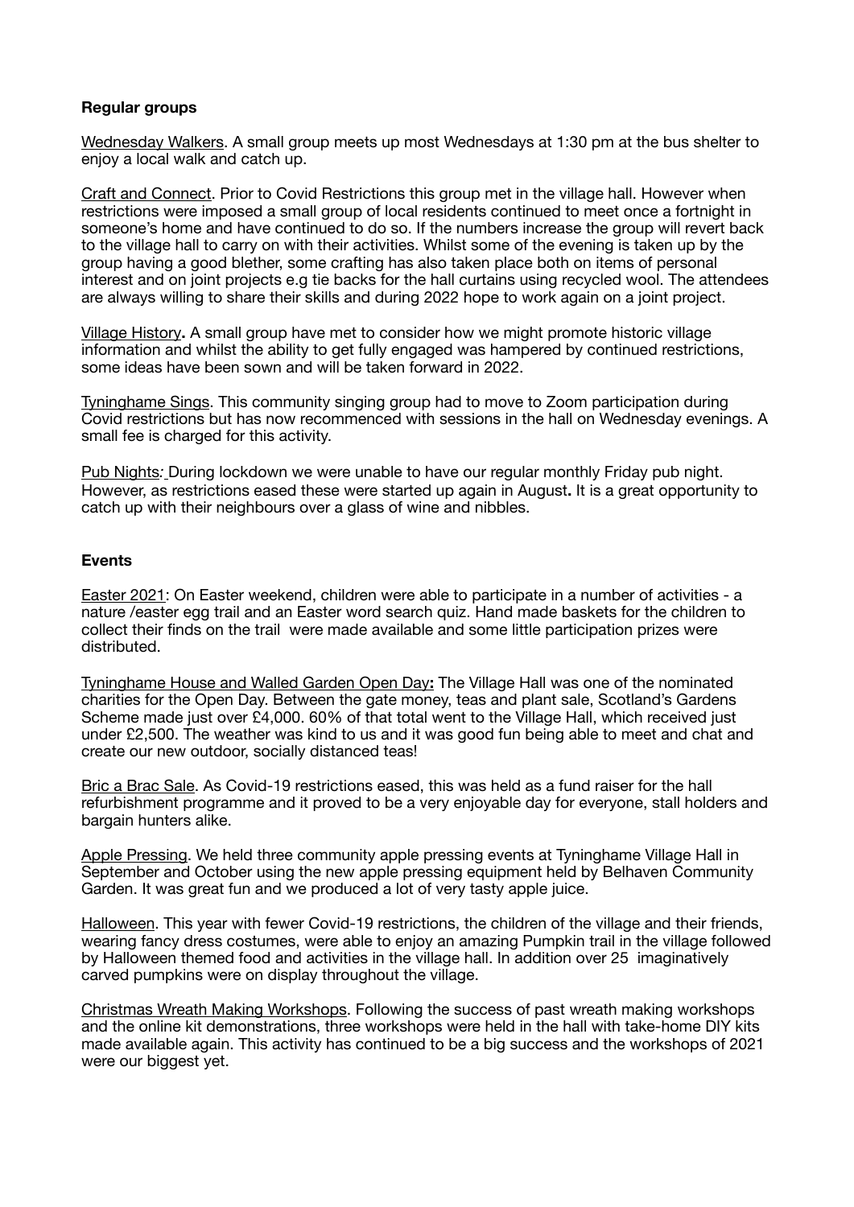**Regular groups**

Wednesday Walkers. A small group meets up most Wednesdays at 1:30 pm at the bus shelter to enjoy a local walk and catch up.

Craft and Connect. Prior to Covid Restrictions this group met in the village hall. However when restrictions were imposed a small group of local residents continued to meet once a fortnight in someone's home and have continued to do so. If the numbers increase the group will revert back to the village hall to carry on with their activities. Whilst some of the evening is taken up by the group having a good blether, some crafting has also taken place both on items of personal interest and on joint projects e.g tie backs for the hall curtains using recycled wool. The attendees are always willing to share their skills and during 2022 hope to work again on a joint project.

Village History**.** A small group have met to consider how we might promote historic village information and whilst the ability to get fully engaged was hampered by continued restrictions, some ideas have been sown and will be taken forward in 2022.

Tyninghame Sings. This community singing group had to move to Zoom participation during Covid restrictions but has now recommenced with sessions in the hall on Wednesday evenings. A small fee is charged for this activity.

Pub Nights*:* During lockdown we were unable to have our regular monthly Friday pub night. However, as restrictions eased these were started up again in August**.** It is a great opportunity to catch up with their neighbours over a glass of wine and nibbles.

**Events**

Easter 2021: On Easter weekend, children were able to participate in a number of activities - a nature /easter egg trail and an Easter word search quiz. Hand made baskets for the children to collect their finds on the trail were made available and some little participation prizes were distributed.

Tyninghame House and Walled Garden Open Day**:** The Village Hall was one of the nominated charities for the Open Day. Between the gate money, teas and plant sale, Scotland's Gardens Scheme made just over £4,000. 60% of that total went to the Village Hall, which received just under £2,500. The weather was kind to us and it was good fun being able to meet and chat and create our new outdoor, socially distanced teas!

Bric a Brac Sale. As Covid-19 restrictions eased, this was held as a fund raiser for the hall refurbishment programme and it proved to be a very enjoyable day for everyone, stall holders and bargain hunters alike.

Apple Pressing. We held three community apple pressing events at Tyninghame Village Hall in September and October using the new apple pressing equipment held by Belhaven Community Garden. It was great fun and we produced a lot of very tasty apple juice.

Halloween. This year with fewer Covid-19 restrictions, the children of the village and their friends, wearing fancy dress costumes, were able to enjoy an amazing Pumpkin trail in the village followed by Halloween themed food and activities in the village hall. In addition over 25 imaginatively carved pumpkins were on display throughout the village.

Christmas Wreath Making Workshops. Following the success of past wreath making workshops and the online kit demonstrations, three workshops were held in the hall with take-home DIY kits made available again. This activity has continued to be a big success and the workshops of 2021 were our biggest yet.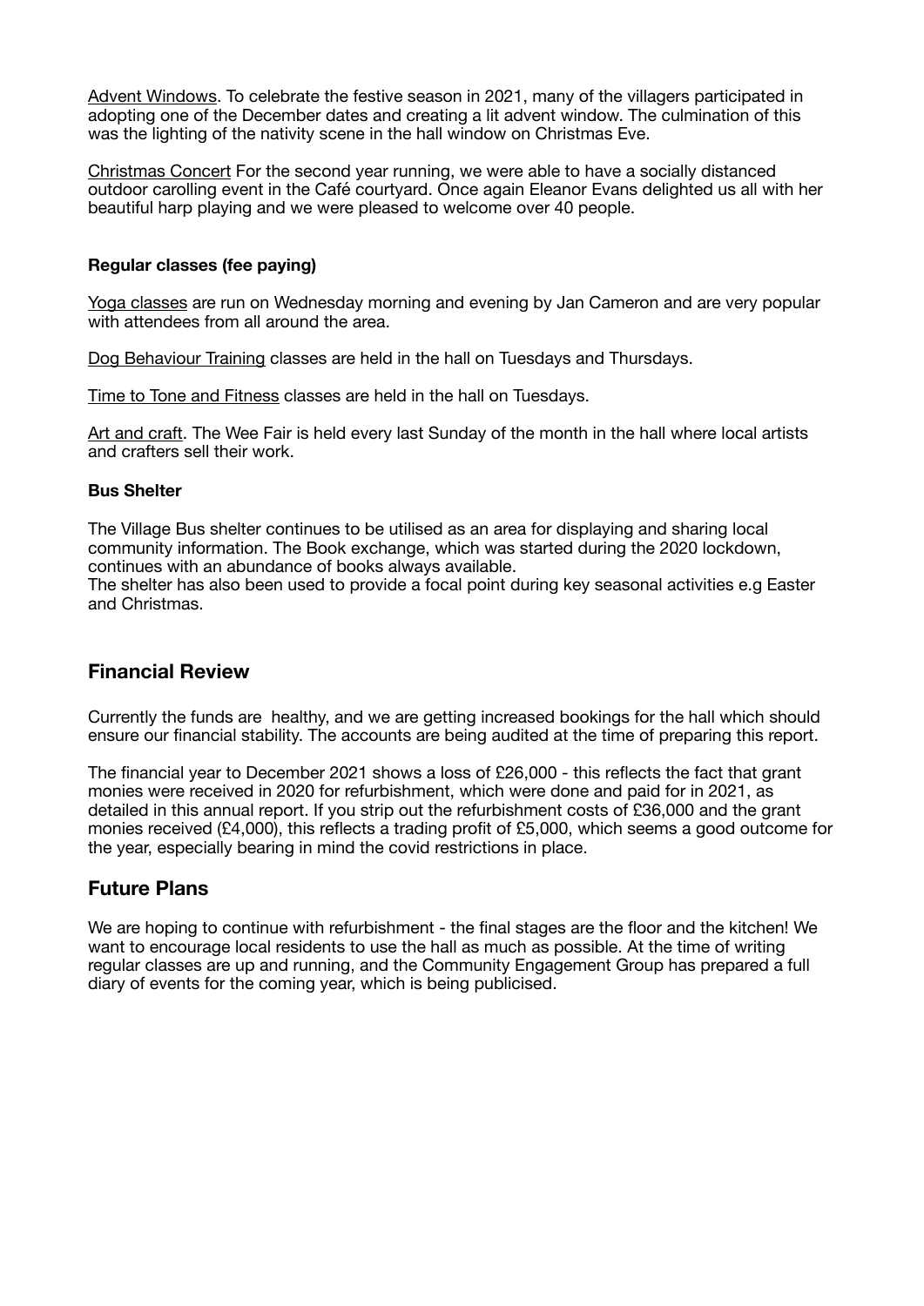Advent Windows. To celebrate the festive season in 2021, many of the villagers participated in adopting one of the December dates and creating a lit advent window. The culmination of this was the lighting of the nativity scene in the hall window on Christmas Eve.

Christmas Concert For the second year running, we were able to have a socially distanced outdoor carolling event in the Café courtyard. Once again Eleanor Evans delighted us all with her beautiful harp playing and we were pleased to welcome over 40 people.

**Regular classes (fee paying)**

Yoga classes are run on Wednesday morning and evening by Jan Cameron and are very popular with attendees from all around the area.

Dog Behaviour Training classes are held in the hall on Tuesdays and Thursdays.

Time to Tone and Fitness classes are held in the hall on Tuesdays.

Art and craft. The Wee Fair is held every last Sunday of the month in the hall where local artists and crafters sell their work.

**Bus Shelter**

The Village Bus shelter continues to be utilised as an area for displaying and sharing local community information. The Book exchange, which was started during the 2020 lockdown, continues with an abundance of books always available.
The shelter has also been used to provide a focal point during key seasonal activities e.g Easter and Christmas.

## Financial Review

Currently the funds are healthy, and we are getting increased bookings for the hall which should ensure our financial stability. The accounts are being audited at the time of preparing this report.

The financial year to December 2021 shows a loss of £26,000 - this reflects the fact that grant monies were received in 2020 for refurbishment, which were done and paid for in 2021, as detailed in this annual report. If you strip out the refurbishment costs of £36,000 and the grant monies received (£4,000), this reflects a trading profit of £5,000, which seems a good outcome for the year, especially bearing in mind the covid restrictions in place.

## Future Plans

We are hoping to continue with refurbishment - the final stages are the floor and the kitchen! We want to encourage local residents to use the hall as much as possible. At the time of writing regular classes are up and running, and the Community Engagement Group has prepared a full diary of events for the coming year, which is being publicised.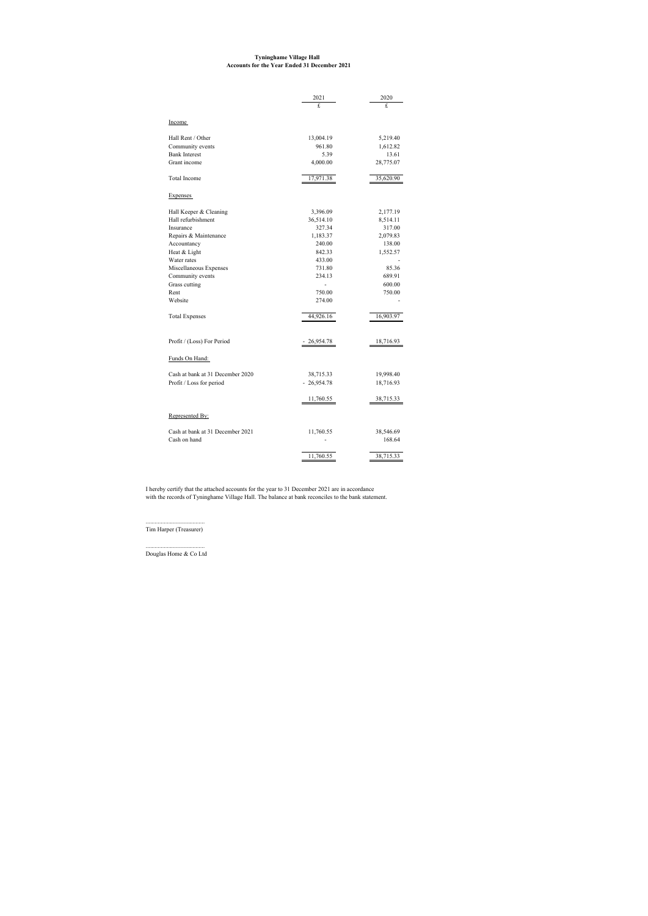# Tyninghame Village Hall
## Accounts for the Year Ended 31 December 2021

| | 2021 | 2020 |
|---|---|---|
| | £ | £ |
| **Income** | | |
| Hall Rent / Other | 13,004.19 | 5,219.40 |
| Community events | 961.80 | 1,612.82 |
| Bank Interest | 5.39 | 13.61 |
| Grant income | 4,000.00 | 28,775.07 |
| Total Income | 17,971.38 | 35,620.90 |
| **Expenses** | | |
| Hall Keeper & Cleaning | 3,396.09 | 2,177.19 |
| Hall refurbishment | 36,514.10 | 8,514.11 |
| Insurance | 327.34 | 317.00 |
| Repairs & Maintenance | 1,183.37 | 2,079.83 |
| Accountancy | 240.00 | 138.00 |
| Heat & Light | 842.33 | 1,552.57 |
| Water rates | 433.00 | - |
| Miscellaneous Expenses | 731.80 | 85.36 |
| Community events | 234.13 | 689.91 |
| Grass cutting | - | 600.00 |
| Rent | 750.00 | 750.00 |
| Website | 274.00 | - |
| Total Expenses | 44,926.16 | 16,903.97 |
| Profit / (Loss) For Period | - 26,954.78 | 18,716.93 |
| **Funds On Hand:** | | |
| Cash at bank at 31 December 2020 | 38,715.33 | 19,998.40 |
| Profit / Loss for period | - 26,954.78 | 18,716.93 |
| | 11,760.55 | 38,715.33 |
| **Represented By:** | | |
| Cash at bank at 31 December 2021 | 11,760.55 | 38,546.69 |
| Cash on hand | - | 168.64 |
| | 11,760.55 | 38,715.33 |

I hereby certify that the attached accounts for the year to 31 December 2021 are in accordance with the records of Tyninghame Village Hall. The balance at bank reconciles to the bank statement.

.........................................
Tim Harper (Treasurer)

.........................................
Douglas Home & Co Ltd